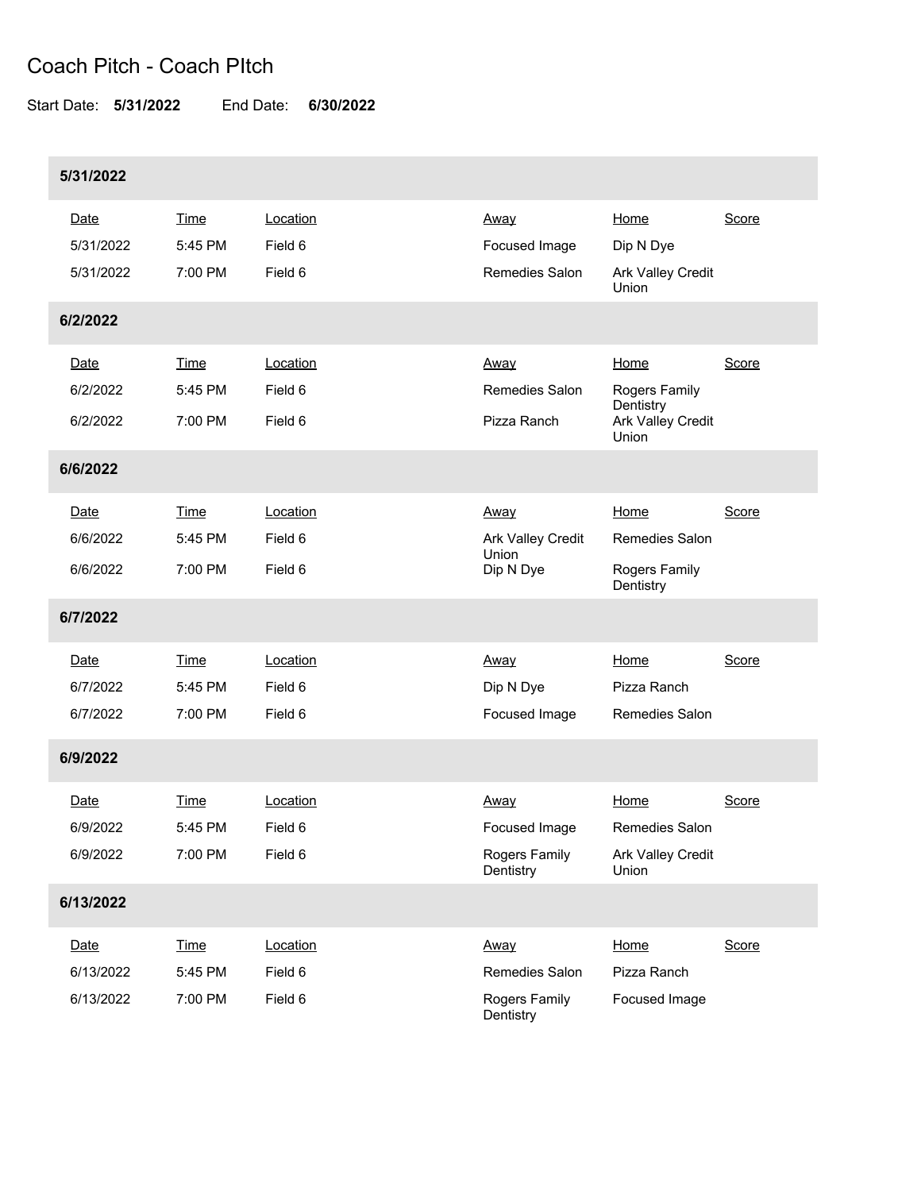# Coach Pitch - Coach PItch

Start Date: **5/31/2022** End Date: **6/30/2022**

## 5/31/2022

| Date | Time | Location | Away | Home | Score |
|---|---|---|---|---|---|
| 5/31/2022 | 5:45 PM | Field 6 | Focused Image | Dip N Dye | |
| 5/31/2022 | 7:00 PM | Field 6 | Remedies Salon | Ark Valley Credit Union | |

## 6/2/2022

| Date | Time | Location | Away | Home | Score |
|---|---|---|---|---|---|
| 6/2/2022 | 5:45 PM | Field 6 | Remedies Salon | Rogers Family Dentistry | |
| 6/2/2022 | 7:00 PM | Field 6 | Pizza Ranch | Ark Valley Credit Union | |

## 6/6/2022

| Date | Time | Location | Away | Home | Score |
|---|---|---|---|---|---|
| 6/6/2022 | 5:45 PM | Field 6 | Ark Valley Credit Union | Remedies Salon | |
| 6/6/2022 | 7:00 PM | Field 6 | Dip N Dye | Rogers Family Dentistry | |

## 6/7/2022

| Date | Time | Location | Away | Home | Score |
|---|---|---|---|---|---|
| 6/7/2022 | 5:45 PM | Field 6 | Dip N Dye | Pizza Ranch | |
| 6/7/2022 | 7:00 PM | Field 6 | Focused Image | Remedies Salon | |

## 6/9/2022

| Date | Time | Location | Away | Home | Score |
|---|---|---|---|---|---|
| 6/9/2022 | 5:45 PM | Field 6 | Focused Image | Remedies Salon | |
| 6/9/2022 | 7:00 PM | Field 6 | Rogers Family Dentistry | Ark Valley Credit Union | |

## 6/13/2022

| Date | Time | Location | Away | Home | Score |
|---|---|---|---|---|---|
| 6/13/2022 | 5:45 PM | Field 6 | Remedies Salon | Pizza Ranch | |
| 6/13/2022 | 7:00 PM | Field 6 | Rogers Family Dentistry | Focused Image | |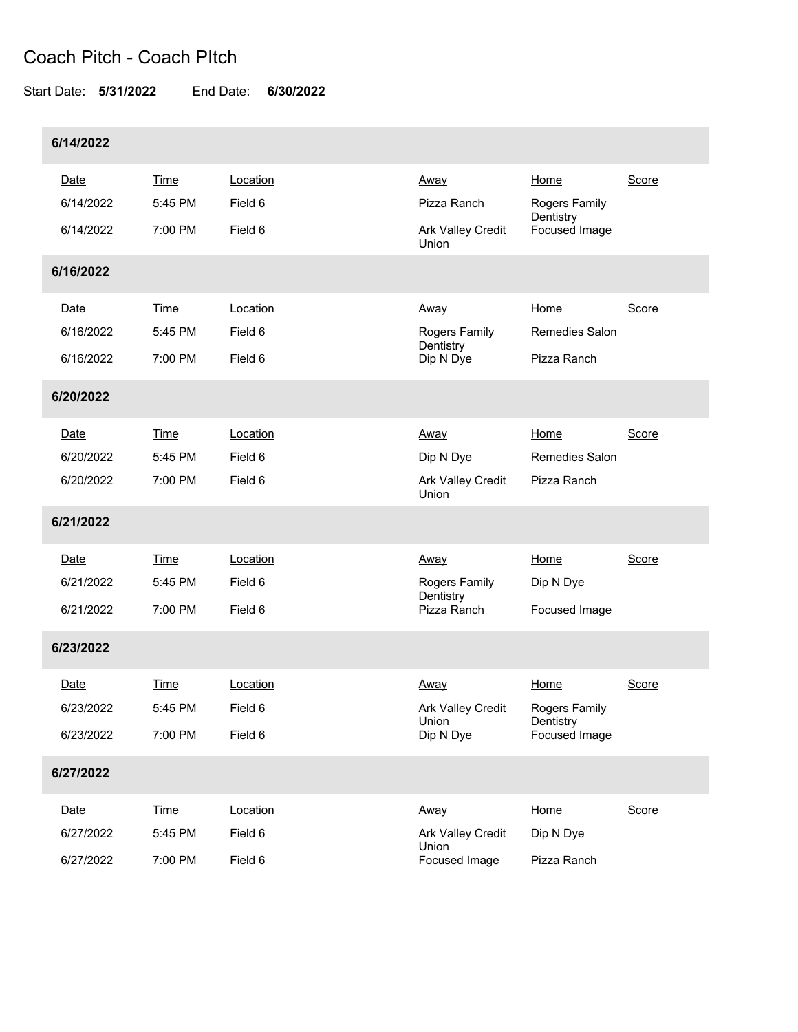# Coach Pitch - Coach PItch

Start Date: **5/31/2022** End Date: **6/30/2022**

### 6/14/2022

| Date | Time | Location | Away | Home | Score |
|---|---|---|---|---|---|
| 6/14/2022 | 5:45 PM | Field 6 | Pizza Ranch | Rogers Family Dentistry | |
| 6/14/2022 | 7:00 PM | Field 6 | Ark Valley Credit Union | Focused Image | |

### 6/16/2022

| Date | Time | Location | Away | Home | Score |
|---|---|---|---|---|---|
| 6/16/2022 | 5:45 PM | Field 6 | Rogers Family Dentistry | Remedies Salon | |
| 6/16/2022 | 7:00 PM | Field 6 | Dip N Dye | Pizza Ranch | |

### 6/20/2022

| Date | Time | Location | Away | Home | Score |
|---|---|---|---|---|---|
| 6/20/2022 | 5:45 PM | Field 6 | Dip N Dye | Remedies Salon | |
| 6/20/2022 | 7:00 PM | Field 6 | Ark Valley Credit Union | Pizza Ranch | |

### 6/21/2022

| Date | Time | Location | Away | Home | Score |
|---|---|---|---|---|---|
| 6/21/2022 | 5:45 PM | Field 6 | Rogers Family Dentistry | Dip N Dye | |
| 6/21/2022 | 7:00 PM | Field 6 | Pizza Ranch | Focused Image | |

### 6/23/2022

| Date | Time | Location | Away | Home | Score |
|---|---|---|---|---|---|
| 6/23/2022 | 5:45 PM | Field 6 | Ark Valley Credit Union | Rogers Family Dentistry | |
| 6/23/2022 | 7:00 PM | Field 6 | Dip N Dye | Focused Image | |

### 6/27/2022

| Date | Time | Location | Away | Home | Score |
|---|---|---|---|---|---|
| 6/27/2022 | 5:45 PM | Field 6 | Ark Valley Credit Union | Dip N Dye | |
| 6/27/2022 | 7:00 PM | Field 6 | Focused Image | Pizza Ranch | |